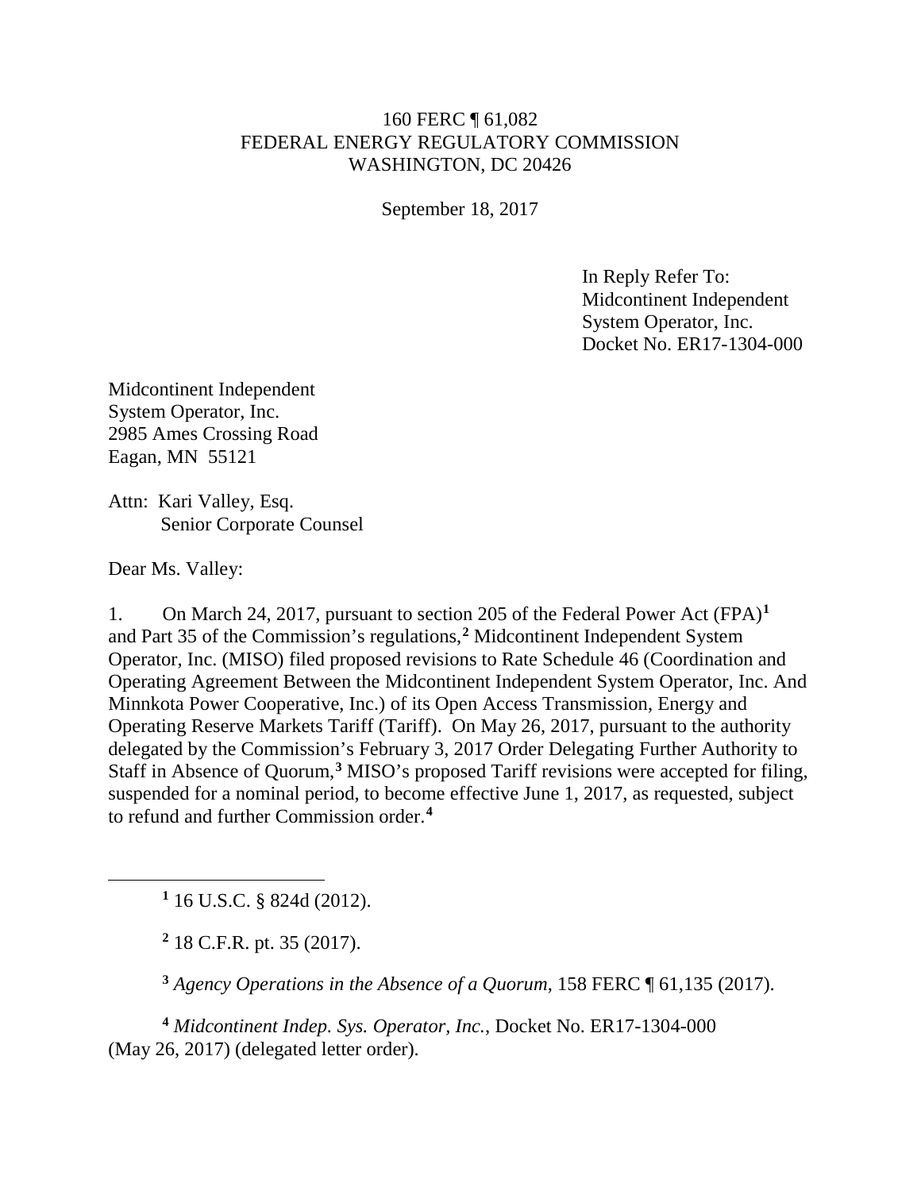160 FERC ¶ 61,082
FEDERAL ENERGY REGULATORY COMMISSION
WASHINGTON, DC 20426

September 18, 2017

In Reply Refer To:
Midcontinent Independent
System Operator, Inc.
Docket No. ER17-1304-000

Midcontinent Independent
System Operator, Inc.
2985 Ames Crossing Road
Eagan, MN 55121

Attn: Kari Valley, Esq.
Senior Corporate Counsel

Dear Ms. Valley:

1. On March 24, 2017, pursuant to section 205 of the Federal Power Act (FPA)[1] and Part 35 of the Commission's regulations,[2] Midcontinent Independent System Operator, Inc. (MISO) filed proposed revisions to Rate Schedule 46 (Coordination and Operating Agreement Between the Midcontinent Independent System Operator, Inc. And Minnkota Power Cooperative, Inc.) of its Open Access Transmission, Energy and Operating Reserve Markets Tariff (Tariff). On May 26, 2017, pursuant to the authority delegated by the Commission's February 3, 2017 Order Delegating Further Authority to Staff in Absence of Quorum,[3] MISO's proposed Tariff revisions were accepted for filing, suspended for a nominal period, to become effective June 1, 2017, as requested, subject to refund and further Commission order.[4]

[1] 16 U.S.C. § 824d (2012).

[2] 18 C.F.R. pt. 35 (2017).

[3] *Agency Operations in the Absence of a Quorum*, 158 FERC ¶ 61,135 (2017).

[4] *Midcontinent Indep. Sys. Operator, Inc.*, Docket No. ER17-1304-000 (May 26, 2017) (delegated letter order).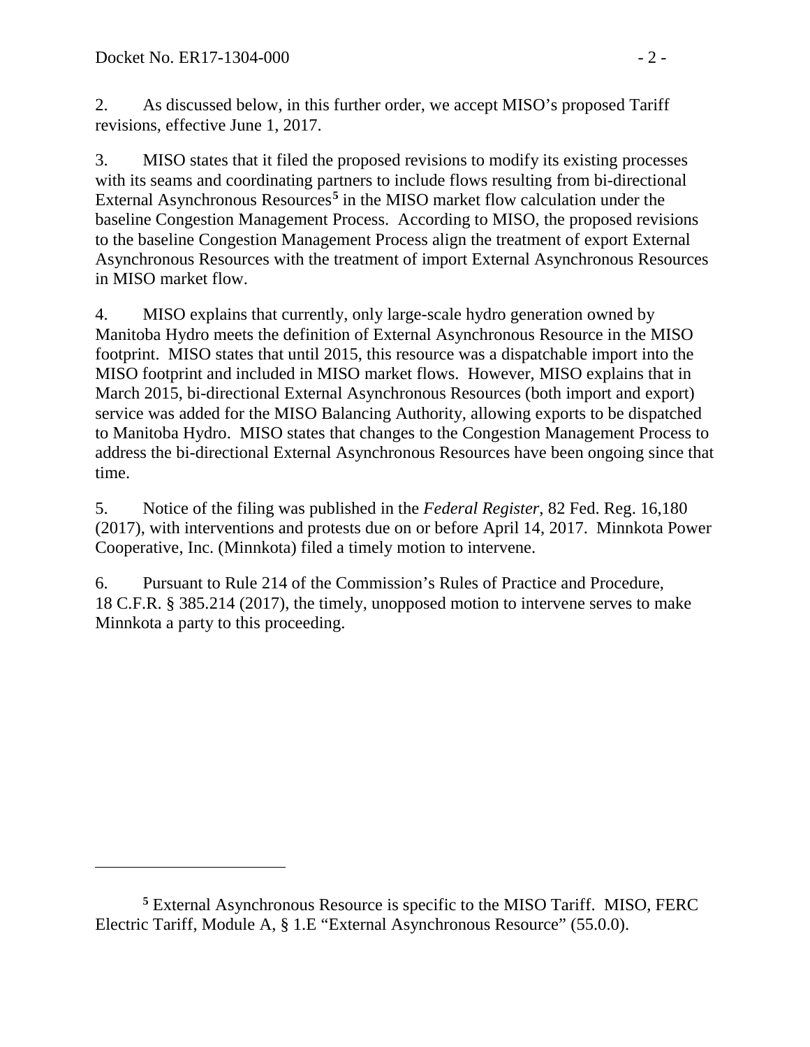2. As discussed below, in this further order, we accept MISO's proposed Tariff revisions, effective June 1, 2017.

3. MISO states that it filed the proposed revisions to modify its existing processes with its seams and coordinating partners to include flows resulting from bi-directional External Asynchronous Resources[5] in the MISO market flow calculation under the baseline Congestion Management Process. According to MISO, the proposed revisions to the baseline Congestion Management Process align the treatment of export External Asynchronous Resources with the treatment of import External Asynchronous Resources in MISO market flow.

4. MISO explains that currently, only large-scale hydro generation owned by Manitoba Hydro meets the definition of External Asynchronous Resource in the MISO footprint. MISO states that until 2015, this resource was a dispatchable import into the MISO footprint and included in MISO market flows. However, MISO explains that in March 2015, bi-directional External Asynchronous Resources (both import and export) service was added for the MISO Balancing Authority, allowing exports to be dispatched to Manitoba Hydro. MISO states that changes to the Congestion Management Process to address the bi-directional External Asynchronous Resources have been ongoing since that time.

5. Notice of the filing was published in the *Federal Register*, 82 Fed. Reg. 16,180 (2017), with interventions and protests due on or before April 14, 2017. Minnkota Power Cooperative, Inc. (Minnkota) filed a timely motion to intervene.

6. Pursuant to Rule 214 of the Commission's Rules of Practice and Procedure, 18 C.F.R. § 385.214 (2017), the timely, unopposed motion to intervene serves to make Minnkota a party to this proceeding.

---

[5] External Asynchronous Resource is specific to the MISO Tariff. MISO, FERC Electric Tariff, Module A, § 1.E "External Asynchronous Resource" (55.0.0).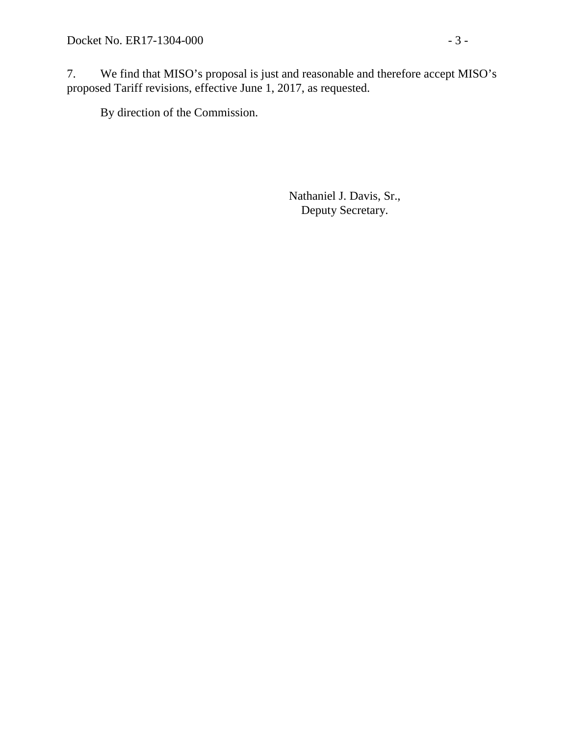7. We find that MISO's proposal is just and reasonable and therefore accept MISO's proposed Tariff revisions, effective June 1, 2017, as requested.

By direction of the Commission.

Nathaniel J. Davis, Sr.,
Deputy Secretary.